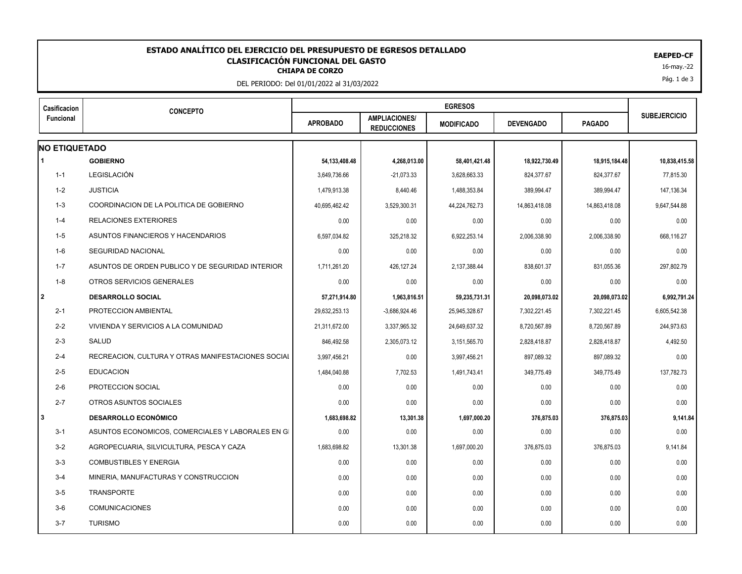# ESTADO ANALÍTICO DEL EJERCICIO DEL PRESUPUESTO DE EGRESOS DETALLADO

## CLASIFICACIÓN FUNCIONAL DEL GASTO

**CHIAPA DE CORZO**

DEL PERIODO: Del 01/01/2022 al 31/03/2022

**EAEPED-CF**

16-may.-22

| Casificacion Funcional | CONCEPTO | EGRESOS | | | | | SUBEJERCICIO |
|---|---|---|---|---|---|---|---|
| | | APROBADO | AMPLIACIONES/ REDUCCIONES | MODIFICADO | DEVENGADO | PAGADO | |
| **NO ETIQUETADO** | | | | | | | |
| **1** | **GOBIERNO** | **54,133,408.48** | **4,268,013.00** | **58,401,421.48** | **18,922,730.49** | **18,915,184.48** | **10,838,415.58** |
| 1-1 | LEGISLACIÓN | 3,649,736.66 | -21,073.33 | 3,628,663.33 | 824,377.67 | 824,377.67 | 77,815.30 |
| 1-2 | JUSTICIA | 1,479,913.38 | 8,440.46 | 1,488,353.84 | 389,994.47 | 389,994.47 | 147,136.34 |
| 1-3 | COORDINACION DE LA POLITICA DE GOBIERNO | 40,695,462.42 | 3,529,300.31 | 44,224,762.73 | 14,863,418.08 | 14,863,418.08 | 9,647,544.88 |
| 1-4 | RELACIONES EXTERIORES | 0.00 | 0.00 | 0.00 | 0.00 | 0.00 | 0.00 |
| 1-5 | ASUNTOS FINANCIEROS Y HACENDARIOS | 6,597,034.82 | 325,218.32 | 6,922,253.14 | 2,006,338.90 | 2,006,338.90 | 668,116.27 |
| 1-6 | SEGURIDAD NACIONAL | 0.00 | 0.00 | 0.00 | 0.00 | 0.00 | 0.00 |
| 1-7 | ASUNTOS DE ORDEN PUBLICO Y DE SEGURIDAD INTERIOR | 1,711,261.20 | 426,127.24 | 2,137,388.44 | 838,601.37 | 831,055.36 | 297,802.79 |
| 1-8 | OTROS SERVICIOS GENERALES | 0.00 | 0.00 | 0.00 | 0.00 | 0.00 | 0.00 |
| **2** | **DESARROLLO SOCIAL** | **57,271,914.80** | **1,963,816.51** | **59,235,731.31** | **20,098,073.02** | **20,098,073.02** | **6,992,791.24** |
| 2-1 | PROTECCION AMBIENTAL | 29,632,253.13 | -3,686,924.46 | 25,945,328.67 | 7,302,221.45 | 7,302,221.45 | 6,605,542.38 |
| 2-2 | VIVIENDA Y SERVICIOS A LA COMUNIDAD | 21,311,672.00 | 3,337,965.32 | 24,649,637.32 | 8,720,567.89 | 8,720,567.89 | 244,973.63 |
| 2-3 | SALUD | 846,492.58 | 2,305,073.12 | 3,151,565.70 | 2,828,418.87 | 2,828,418.87 | 4,492.50 |
| 2-4 | RECREACION, CULTURA Y OTRAS MANIFESTACIONES SOCIAL | 3,997,456.21 | 0.00 | 3,997,456.21 | 897,089.32 | 897,089.32 | 0.00 |
| 2-5 | EDUCACION | 1,484,040.88 | 7,702.53 | 1,491,743.41 | 349,775.49 | 349,775.49 | 137,782.73 |
| 2-6 | PROTECCION SOCIAL | 0.00 | 0.00 | 0.00 | 0.00 | 0.00 | 0.00 |
| 2-7 | OTROS ASUNTOS SOCIALES | 0.00 | 0.00 | 0.00 | 0.00 | 0.00 | 0.00 |
| **3** | **DESARROLLO ECONÓMICO** | **1,683,698.82** | **13,301.38** | **1,697,000.20** | **376,875.03** | **376,875.03** | **9,141.84** |
| 3-1 | ASUNTOS ECONOMICOS, COMERCIALES Y LABORALES EN GI | 0.00 | 0.00 | 0.00 | 0.00 | 0.00 | 0.00 |
| 3-2 | AGROPECUARIA, SILVICULTURA, PESCA Y CAZA | 1,683,698.82 | 13,301.38 | 1,697,000.20 | 376,875.03 | 376,875.03 | 9,141.84 |
| 3-3 | COMBUSTIBLES Y ENERGIA | 0.00 | 0.00 | 0.00 | 0.00 | 0.00 | 0.00 |
| 3-4 | MINERIA, MANUFACTURAS Y CONSTRUCCION | 0.00 | 0.00 | 0.00 | 0.00 | 0.00 | 0.00 |
| 3-5 | TRANSPORTE | 0.00 | 0.00 | 0.00 | 0.00 | 0.00 | 0.00 |
| 3-6 | COMUNICACIONES | 0.00 | 0.00 | 0.00 | 0.00 | 0.00 | 0.00 |
| 3-7 | TURISMO | 0.00 | 0.00 | 0.00 | 0.00 | 0.00 | 0.00 |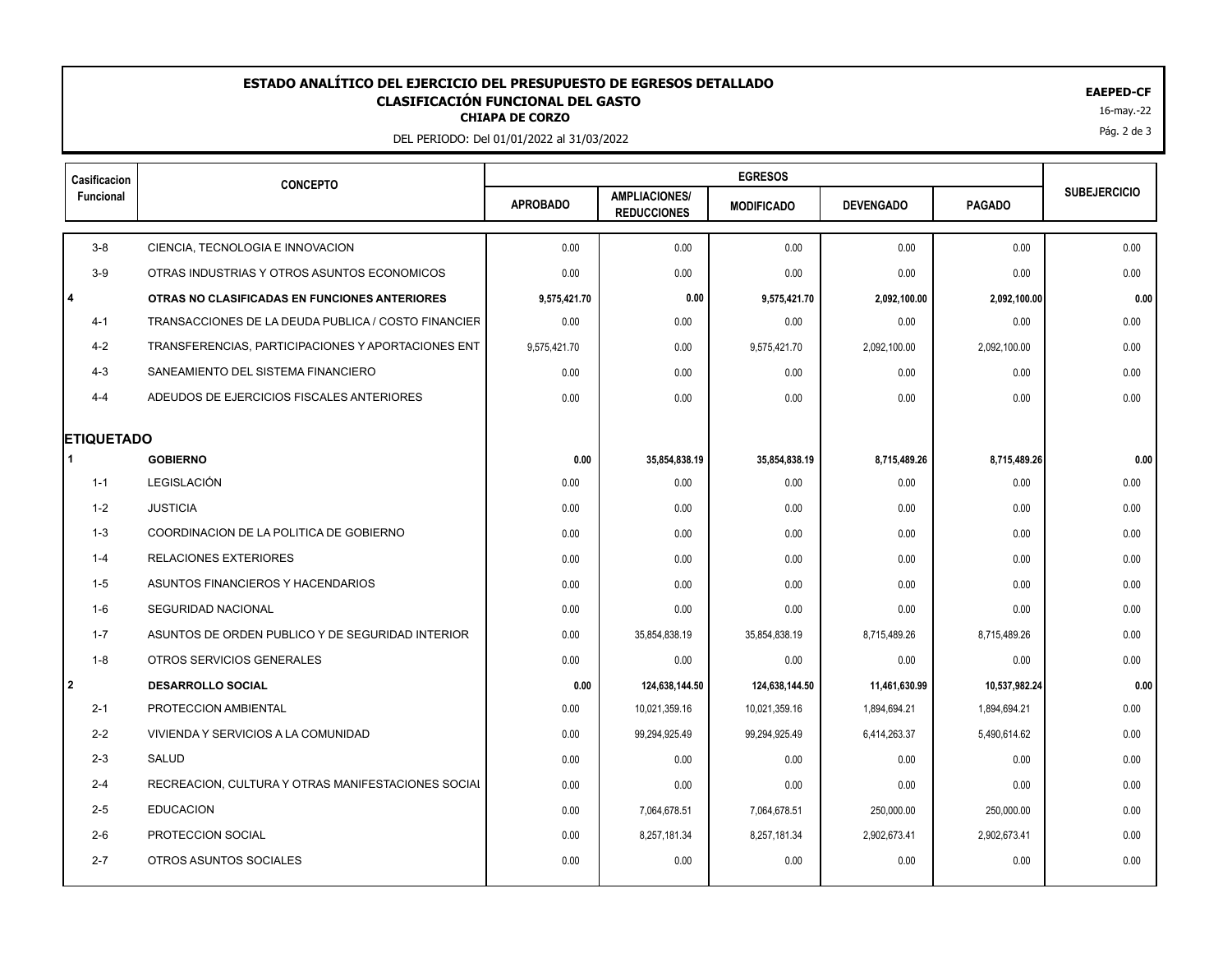# ESTADO ANALÍTICO DEL EJERCICIO DEL PRESUPUESTO DE EGRESOS DETALLADO

## CLASIFICACIÓN FUNCIONAL DEL GASTO

**CHIAPA DE CORZO**

DEL PERIODO: Del 01/01/2022 al 31/03/2022

**EAEPED-CF**

16-may.-22

| Casificacion Funcional | CONCEPTO | EGRESOS | | | | | SUBEJERCICIO |
|---|---|---|---|---|---|---|---|
| | | APROBADO | AMPLIACIONES/ REDUCCIONES | MODIFICADO | DEVENGADO | PAGADO | |
| 3-8 | CIENCIA, TECNOLOGIA E INNOVACION | 0.00 | 0.00 | 0.00 | 0.00 | 0.00 | 0.00 |
| 3-9 | OTRAS INDUSTRIAS Y OTROS ASUNTOS ECONOMICOS | 0.00 | 0.00 | 0.00 | 0.00 | 0.00 | 0.00 |
| **4** | **OTRAS NO CLASIFICADAS EN FUNCIONES ANTERIORES** | **9,575,421.70** | **0.00** | **9,575,421.70** | **2,092,100.00** | **2,092,100.00** | **0.00** |
| 4-1 | TRANSACCIONES DE LA DEUDA PUBLICA / COSTO FINANCIER | 0.00 | 0.00 | 0.00 | 0.00 | 0.00 | 0.00 |
| 4-2 | TRANSFERENCIAS, PARTICIPACIONES Y APORTACIONES ENT | 9,575,421.70 | 0.00 | 9,575,421.70 | 2,092,100.00 | 2,092,100.00 | 0.00 |
| 4-3 | SANEAMIENTO DEL SISTEMA FINANCIERO | 0.00 | 0.00 | 0.00 | 0.00 | 0.00 | 0.00 |
| 4-4 | ADEUDOS DE EJERCICIOS FISCALES ANTERIORES | 0.00 | 0.00 | 0.00 | 0.00 | 0.00 | 0.00 |
| **ETIQUETADO** | | | | | | | |
| **1** | **GOBIERNO** | **0.00** | **35,854,838.19** | **35,854,838.19** | **8,715,489.26** | **8,715,489.26** | **0.00** |
| 1-1 | LEGISLACIÓN | 0.00 | 0.00 | 0.00 | 0.00 | 0.00 | 0.00 |
| 1-2 | JUSTICIA | 0.00 | 0.00 | 0.00 | 0.00 | 0.00 | 0.00 |
| 1-3 | COORDINACION DE LA POLITICA DE GOBIERNO | 0.00 | 0.00 | 0.00 | 0.00 | 0.00 | 0.00 |
| 1-4 | RELACIONES EXTERIORES | 0.00 | 0.00 | 0.00 | 0.00 | 0.00 | 0.00 |
| 1-5 | ASUNTOS FINANCIEROS Y HACENDARIOS | 0.00 | 0.00 | 0.00 | 0.00 | 0.00 | 0.00 |
| 1-6 | SEGURIDAD NACIONAL | 0.00 | 0.00 | 0.00 | 0.00 | 0.00 | 0.00 |
| 1-7 | ASUNTOS DE ORDEN PUBLICO Y DE SEGURIDAD INTERIOR | 0.00 | 35,854,838.19 | 35,854,838.19 | 8,715,489.26 | 8,715,489.26 | 0.00 |
| 1-8 | OTROS SERVICIOS GENERALES | 0.00 | 0.00 | 0.00 | 0.00 | 0.00 | 0.00 |
| **2** | **DESARROLLO SOCIAL** | **0.00** | **124,638,144.50** | **124,638,144.50** | **11,461,630.99** | **10,537,982.24** | **0.00** |
| 2-1 | PROTECCION AMBIENTAL | 0.00 | 10,021,359.16 | 10,021,359.16 | 1,894,694.21 | 1,894,694.21 | 0.00 |
| 2-2 | VIVIENDA Y SERVICIOS A LA COMUNIDAD | 0.00 | 99,294,925.49 | 99,294,925.49 | 6,414,263.37 | 5,490,614.62 | 0.00 |
| 2-3 | SALUD | 0.00 | 0.00 | 0.00 | 0.00 | 0.00 | 0.00 |
| 2-4 | RECREACION, CULTURA Y OTRAS MANIFESTACIONES SOCIAL | 0.00 | 0.00 | 0.00 | 0.00 | 0.00 | 0.00 |
| 2-5 | EDUCACION | 0.00 | 7,064,678.51 | 7,064,678.51 | 250,000.00 | 250,000.00 | 0.00 |
| 2-6 | PROTECCION SOCIAL | 0.00 | 8,257,181.34 | 8,257,181.34 | 2,902,673.41 | 2,902,673.41 | 0.00 |
| 2-7 | OTROS ASUNTOS SOCIALES | 0.00 | 0.00 | 0.00 | 0.00 | 0.00 | 0.00 |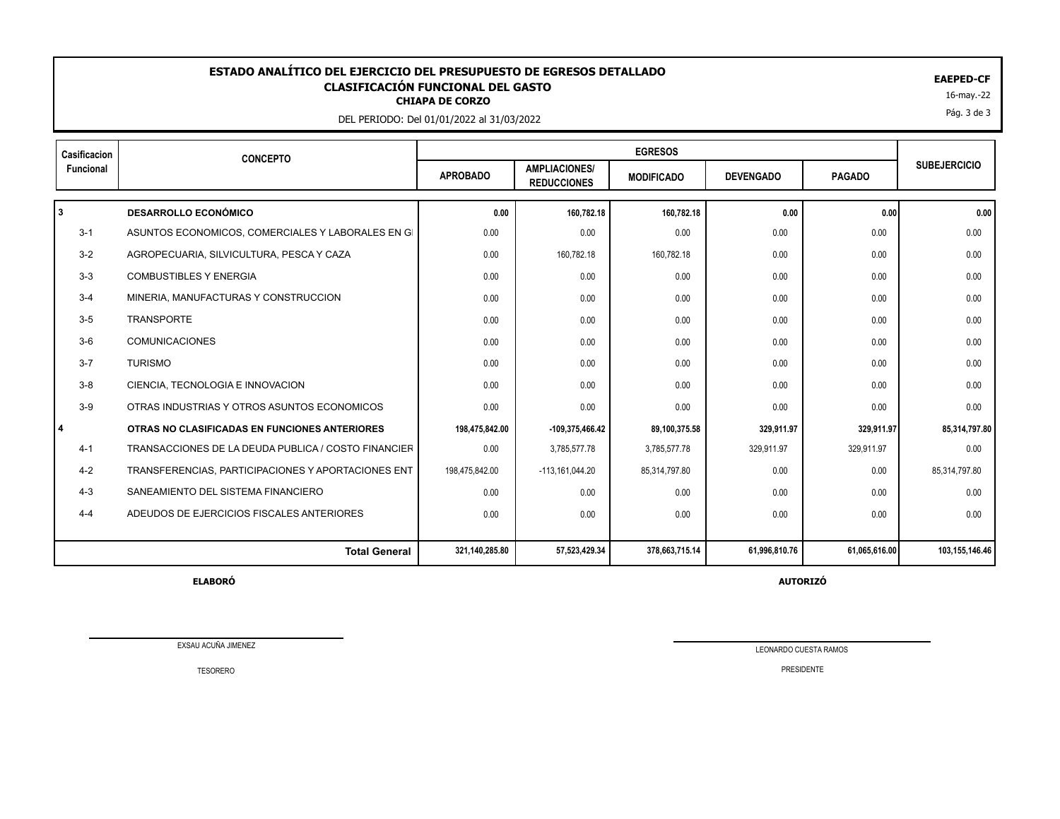# ESTADO ANALÍTICO DEL EJERCICIO DEL PRESUPUESTO DE EGRESOS DETALLADO

## CLASIFICACIÓN FUNCIONAL DEL GASTO

**CHIAPA DE CORZO**

DEL PERIODO: Del 01/01/2022 al 31/03/2022

**EAEPED-CF**

16-may.-22

| Casificacion Funcional | CONCEPTO | EGRESOS | | | | | SUBEJERCICIO |
|---|---|---|---|---|---|---|---|
| | | APROBADO | AMPLIACIONES/ REDUCCIONES | MODIFICADO | DEVENGADO | PAGADO | |
| **3** | **DESARROLLO ECONÓMICO** | **0.00** | **160,782.18** | **160,782.18** | **0.00** | **0.00** | **0.00** |
| 3-1 | ASUNTOS ECONOMICOS, COMERCIALES Y LABORALES EN GI | 0.00 | 0.00 | 0.00 | 0.00 | 0.00 | 0.00 |
| 3-2 | AGROPECUARIA, SILVICULTURA, PESCA Y CAZA | 0.00 | 160,782.18 | 160,782.18 | 0.00 | 0.00 | 0.00 |
| 3-3 | COMBUSTIBLES Y ENERGIA | 0.00 | 0.00 | 0.00 | 0.00 | 0.00 | 0.00 |
| 3-4 | MINERIA, MANUFACTURAS Y CONSTRUCCION | 0.00 | 0.00 | 0.00 | 0.00 | 0.00 | 0.00 |
| 3-5 | TRANSPORTE | 0.00 | 0.00 | 0.00 | 0.00 | 0.00 | 0.00 |
| 3-6 | COMUNICACIONES | 0.00 | 0.00 | 0.00 | 0.00 | 0.00 | 0.00 |
| 3-7 | TURISMO | 0.00 | 0.00 | 0.00 | 0.00 | 0.00 | 0.00 |
| 3-8 | CIENCIA, TECNOLOGIA E INNOVACION | 0.00 | 0.00 | 0.00 | 0.00 | 0.00 | 0.00 |
| 3-9 | OTRAS INDUSTRIAS Y OTROS ASUNTOS ECONOMICOS | 0.00 | 0.00 | 0.00 | 0.00 | 0.00 | 0.00 |
| **4** | **OTRAS NO CLASIFICADAS EN FUNCIONES ANTERIORES** | **198,475,842.00** | **-109,375,466.42** | **89,100,375.58** | **329,911.97** | **329,911.97** | **85,314,797.80** |
| 4-1 | TRANSACCIONES DE LA DEUDA PUBLICA / COSTO FINANCIER | 0.00 | 3,785,577.78 | 3,785,577.78 | 329,911.97 | 329,911.97 | 0.00 |
| 4-2 | TRANSFERENCIAS, PARTICIPACIONES Y APORTACIONES ENT | 198,475,842.00 | -113,161,044.20 | 85,314,797.80 | 0.00 | 0.00 | 85,314,797.80 |
| 4-3 | SANEAMIENTO DEL SISTEMA FINANCIERO | 0.00 | 0.00 | 0.00 | 0.00 | 0.00 | 0.00 |
| 4-4 | ADEUDOS DE EJERCICIOS FISCALES ANTERIORES | 0.00 | 0.00 | 0.00 | 0.00 | 0.00 | 0.00 |
| | **Total General** | **321,140,285.80** | **57,523,429.34** | **378,663,715.14** | **61,996,810.76** | **61,065,616.00** | **103,155,146.46** |

**ELABORÓ**

EXSAU ACUÑA JIMENEZ

TESORERO

**AUTORIZÓ**

LEONARDO CUESTA RAMOS

PRESIDENTE